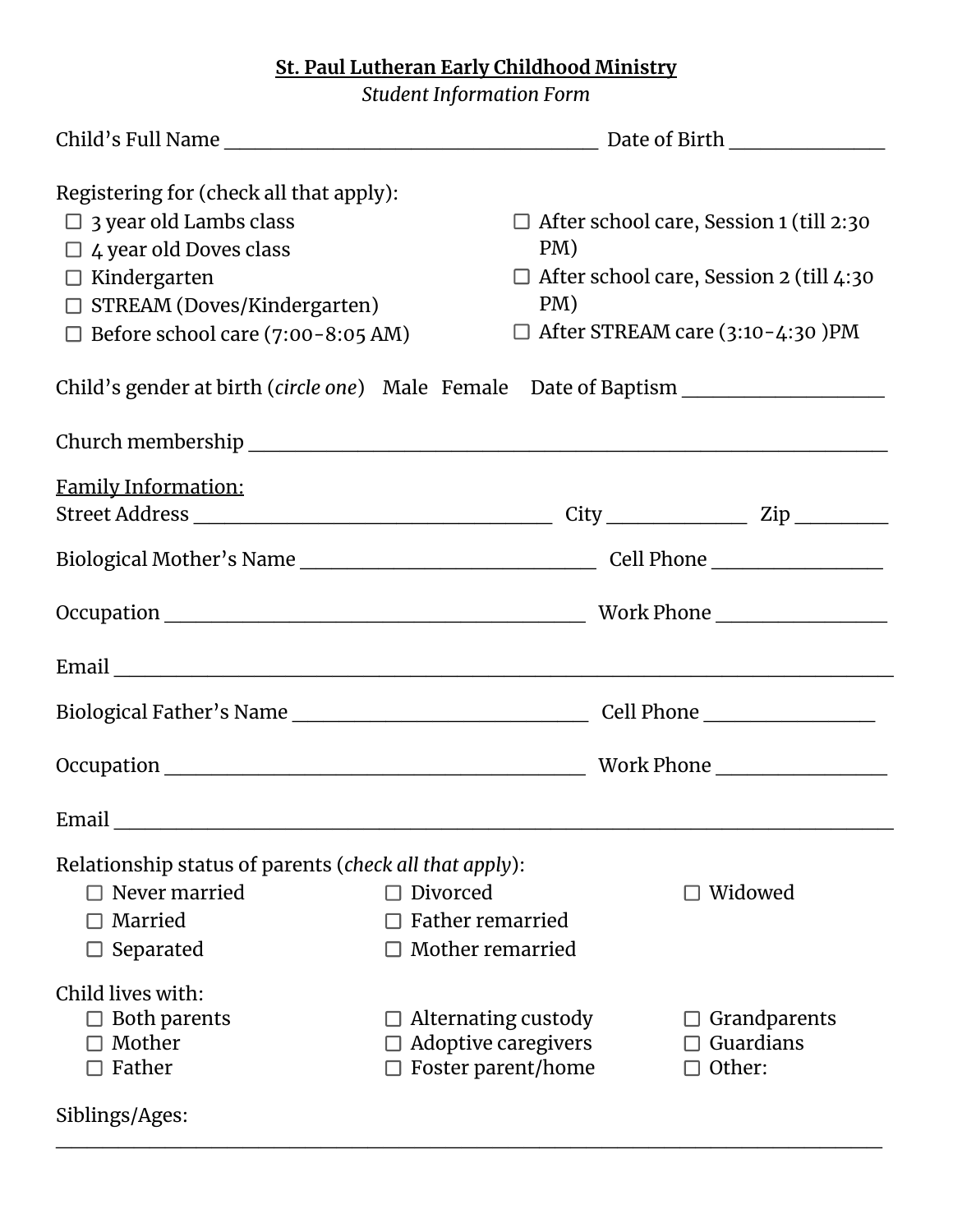**St. Paul Lutheran Early Childhood Ministry**

*Student Information Form*

Child's Full Name ____________________________________ Date of Birth _______________

Registering for (check all that apply):

- ☐ 3 year old Lambs class
- ☐ 4 year old Doves class
- ☐ Kindergarten
- ☐ STREAM (Doves/Kindergarten)
- ☐ Before school care (7:00-8:05 AM)
- ☐ After school care, Session 1 (till 2:30 PM)
- ☐ After school care, Session 2 (till 4:30 PM)
- ☐ After STREAM care (3:10-4:30 )PM

Child's gender at birth (*circle one*) Male Female Date of Baptism ___________________

Church membership ______________________________________________________________

Family Information:

Street Address __________________________________ City _____________ Zip _________

Biological Mother's Name ____________________________ Cell Phone ________________

Occupation ________________________________________ Work Phone ________________

Email ___________________________________________________________________________

Biological Father's Name ____________________________ Cell Phone ________________

Occupation ________________________________________ Work Phone ________________

Email ___________________________________________________________________________

Relationship status of parents (*check all that apply*):

- ☐ Never married
- ☐ Married
- ☐ Separated
- ☐ Divorced
- ☐ Father remarried
- ☐ Mother remarried
- ☐ Widowed

Child lives with:

- ☐ Both parents
- ☐ Mother
- ☐ Father
- ☐ Alternating custody
- ☐ Adoptive caregivers
- ☐ Foster parent/home
- ☐ Grandparents
- ☐ Guardians
- ☐ Other:

Siblings/Ages:

_________________________________________________________________________________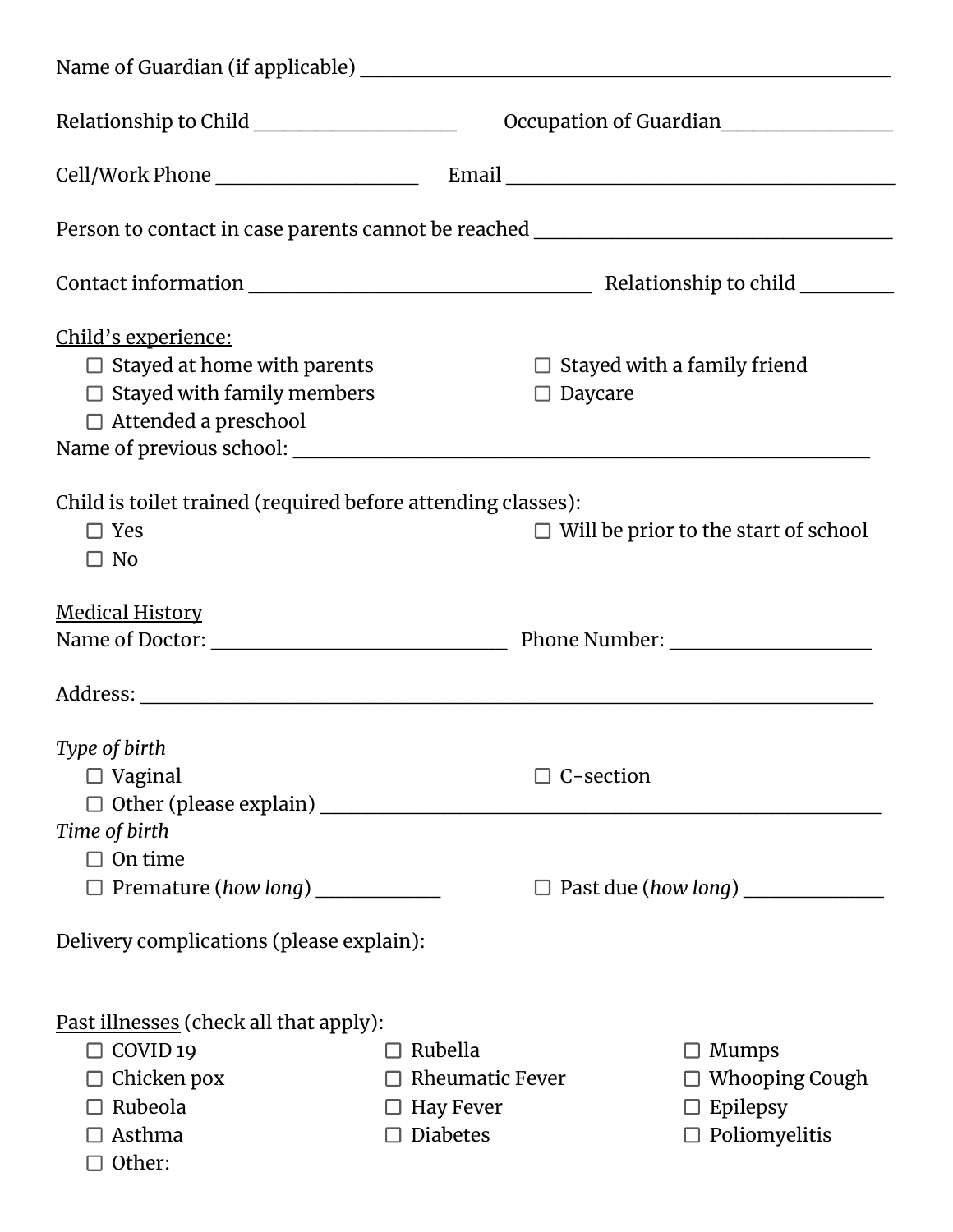Name of Guardian (if applicable) ___________________________________________________

Relationship to Child ____________________ Occupation of Guardian_________________

Cell/Work Phone ____________________ Email ______________________________________

Person to contact in case parents cannot be reached ____________________________________

Contact information __________________________________ Relationship to child _________

Child's experience:

- ☐ Stayed at home with parents
- ☐ Stayed with a family friend
- ☐ Stayed with family members
- ☐ Daycare
- ☐ Attended a preschool

Name of previous school: _________________________________________________________

Child is toilet trained (required before attending classes):

- ☐ Yes
- ☐ Will be prior to the start of school
- ☐ No

Medical History

Name of Doctor: _____________________________ Phone Number: ____________________

Address: ________________________________________________________________________

*Type of birth*

- ☐ Vaginal
- ☐ C-section
- ☐ Other (please explain) ________________________________________________________

*Time of birth*

- ☐ On time
- ☐ Premature (*how long*) ____________
- ☐ Past due (*how long*) ______________

Delivery complications (please explain):

Past illnesses (check all that apply):

- ☐ COVID 19
- ☐ Rubella
- ☐ Mumps
- ☐ Chicken pox
- ☐ Rheumatic Fever
- ☐ Whooping Cough
- ☐ Rubeola
- ☐ Hay Fever
- ☐ Epilepsy
- ☐ Asthma
- ☐ Diabetes
- ☐ Poliomyelitis
- ☐ Other: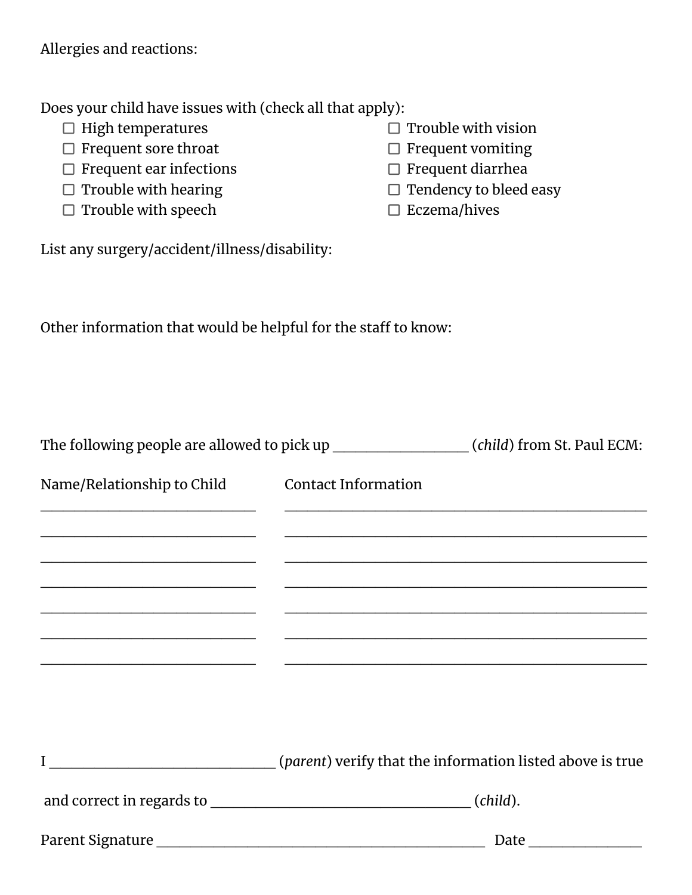Allergies and reactions:

Does your child have issues with (check all that apply):

- ☐ High temperatures
- ☐ Frequent sore throat
- ☐ Frequent ear infections
- ☐ Trouble with hearing
- ☐ Trouble with speech
- ☐ Trouble with vision
- ☐ Frequent vomiting
- ☐ Frequent diarrhea
- ☐ Tendency to bleed easy
- ☐ Eczema/hives

List any surgery/accident/illness/disability:

Other information that would be helpful for the staff to know:

The following people are allowed to pick up ___________________ (*child*) from St. Paul ECM:

| Name/Relationship to Child | Contact Information |
| --- | --- |
| ______________________________ | __________________________________________________ |
| ______________________________ | __________________________________________________ |
| ______________________________ | __________________________________________________ |
| ______________________________ | __________________________________________________ |
| ______________________________ | __________________________________________________ |
| ______________________________ | __________________________________________________ |
| ______________________________ | __________________________________________________ |

I _______________________________ (*parent*) verify that the information listed above is true and correct in regards to ____________________________________ (*child*).

Parent Signature _____________________________________________ Date _______________